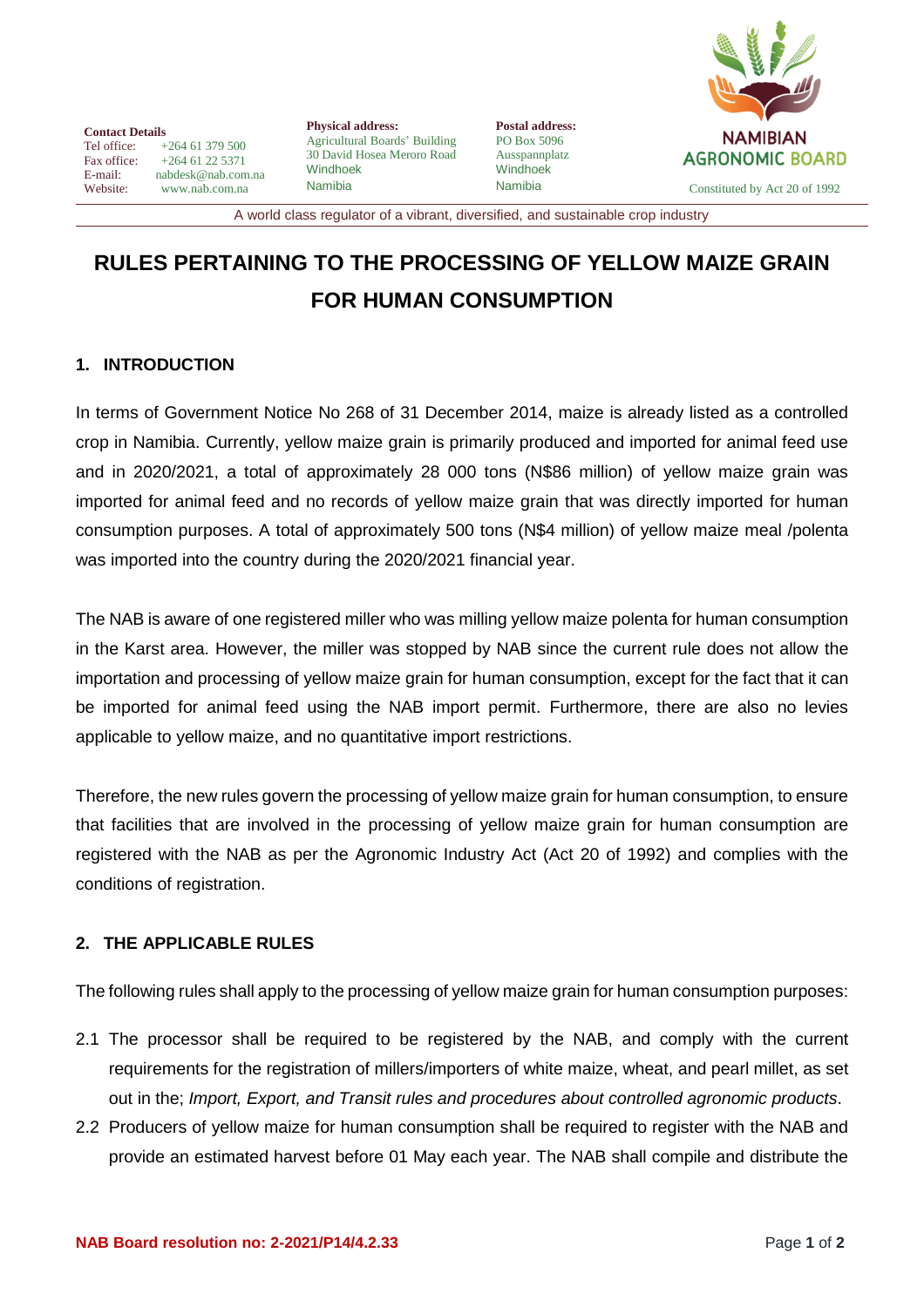**Contact Details**
Tel office: +264 61 379 500
Fax office: +264 61 22 5371
E-mail: nabdesk@nab.com.na
Website: www.nab.com.na

**Physical address:**
Agricultural Boards' Building
30 David Hosea Meroro Road
Windhoek
Namibia

**Postal address:**
PO Box 5096
Ausspannplatz
Windhoek
Namibia

NAMIBIAN AGRONOMIC BOARD
Constituted by Act 20 of 1992

A world class regulator of a vibrant, diversified, and sustainable crop industry

# RULES PERTAINING TO THE PROCESSING OF YELLOW MAIZE GRAIN FOR HUMAN CONSUMPTION

## 1. INTRODUCTION

In terms of Government Notice No 268 of 31 December 2014, maize is already listed as a controlled crop in Namibia. Currently, yellow maize grain is primarily produced and imported for animal feed use and in 2020/2021, a total of approximately 28 000 tons (N$86 million) of yellow maize grain was imported for animal feed and no records of yellow maize grain that was directly imported for human consumption purposes. A total of approximately 500 tons (N$4 million) of yellow maize meal /polenta was imported into the country during the 2020/2021 financial year.

The NAB is aware of one registered miller who was milling yellow maize polenta for human consumption in the Karst area. However, the miller was stopped by NAB since the current rule does not allow the importation and processing of yellow maize grain for human consumption, except for the fact that it can be imported for animal feed using the NAB import permit. Furthermore, there are also no levies applicable to yellow maize, and no quantitative import restrictions.

Therefore, the new rules govern the processing of yellow maize grain for human consumption, to ensure that facilities that are involved in the processing of yellow maize grain for human consumption are registered with the NAB as per the Agronomic Industry Act (Act 20 of 1992) and complies with the conditions of registration.

## 2. THE APPLICABLE RULES

The following rules shall apply to the processing of yellow maize grain for human consumption purposes:

2.1 The processor shall be required to be registered by the NAB, and comply with the current requirements for the registration of millers/importers of white maize, wheat, and pearl millet, as set out in the; *Import, Export, and Transit rules and procedures about controlled agronomic products*.

2.2 Producers of yellow maize for human consumption shall be required to register with the NAB and provide an estimated harvest before 01 May each year. The NAB shall compile and distribute the

**NAB Board resolution no: 2-2021/P14/4.2.33**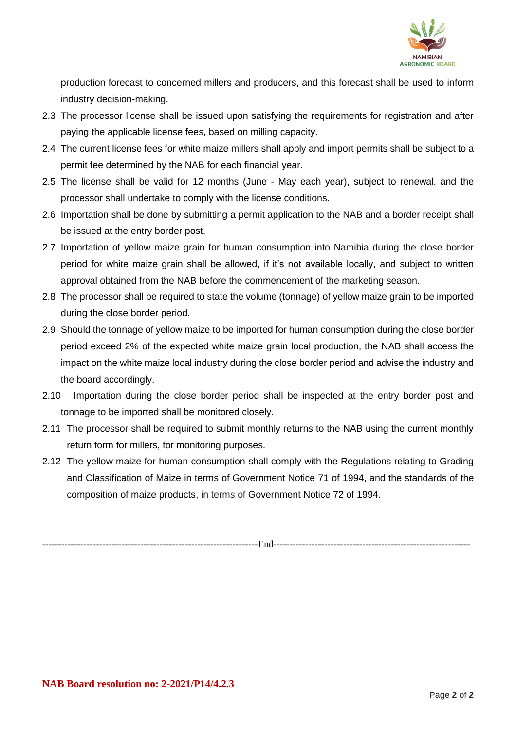production forecast to concerned millers and producers, and this forecast shall be used to inform industry decision-making.

2.3 The processor license shall be issued upon satisfying the requirements for registration and after paying the applicable license fees, based on milling capacity.

2.4 The current license fees for white maize millers shall apply and import permits shall be subject to a permit fee determined by the NAB for each financial year.

2.5 The license shall be valid for 12 months (June - May each year), subject to renewal, and the processor shall undertake to comply with the license conditions.

2.6 Importation shall be done by submitting a permit application to the NAB and a border receipt shall be issued at the entry border post.

2.7 Importation of yellow maize grain for human consumption into Namibia during the close border period for white maize grain shall be allowed, if it's not available locally, and subject to written approval obtained from the NAB before the commencement of the marketing season.

2.8 The processor shall be required to state the volume (tonnage) of yellow maize grain to be imported during the close border period.

2.9 Should the tonnage of yellow maize to be imported for human consumption during the close border period exceed 2% of the expected white maize grain local production, the NAB shall access the impact on the white maize local industry during the close border period and advise the industry and the board accordingly.

2.10 Importation during the close border period shall be inspected at the entry border post and tonnage to be imported shall be monitored closely.

2.11 The processor shall be required to submit monthly returns to the NAB using the current monthly return form for millers, for monitoring purposes.

2.12 The yellow maize for human consumption shall comply with the Regulations relating to Grading and Classification of Maize in terms of Government Notice 71 of 1994, and the standards of the composition of maize products, in terms of Government Notice 72 of 1994.

------------------------------------------------------------------End--------------------------------------------------------------

**NAB Board resolution no: 2-2021/P14/4.2.3**